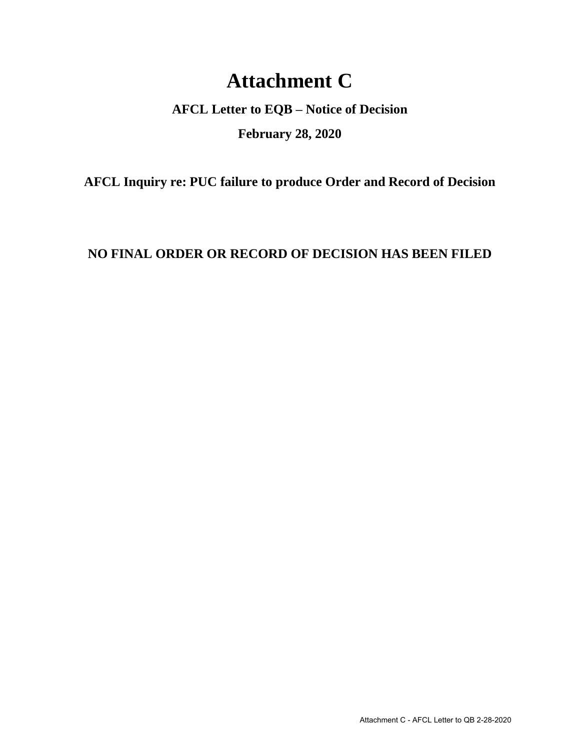# Attachment C

## AFCL Letter to EQB – Notice of Decision

## February 28, 2020

### AFCL Inquiry re: PUC failure to produce Order and Record of Decision

### NO FINAL ORDER OR RECORD OF DECISION HAS BEEN FILED

Attachment C - AFCL Letter to QB 2-28-2020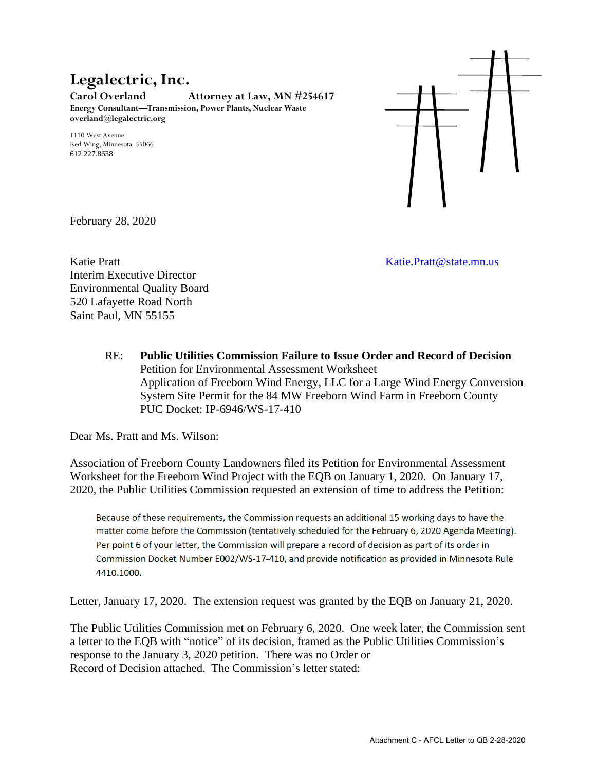# Legalectric, Inc.

**Carol Overland** **Attorney at Law, MN #254617**

**Energy Consultant—Transmission, Power Plants, Nuclear Waste**

**overland@legalectric.org**

1110 West Avenue
Red Wing, Minnesota 55066
612.227.8638

February 28, 2020

Katie Pratt
Interim Executive Director
Environmental Quality Board
520 Lafayette Road North
Saint Paul, MN 55155

Katie.Pratt@state.mn.us

RE: **Public Utilities Commission Failure to Issue Order and Record of Decision**
Petition for Environmental Assessment Worksheet
Application of Freeborn Wind Energy, LLC for a Large Wind Energy Conversion System Site Permit for the 84 MW Freeborn Wind Farm in Freeborn County
PUC Docket: IP-6946/WS-17-410

Dear Ms. Pratt and Ms. Wilson:

Association of Freeborn County Landowners filed its Petition for Environmental Assessment Worksheet for the Freeborn Wind Project with the EQB on January 1, 2020. On January 17, 2020, the Public Utilities Commission requested an extension of time to address the Petition:

> Because of these requirements, the Commission requests an additional 15 working days to have the matter come before the Commission (tentatively scheduled for the February 6, 2020 Agenda Meeting). Per point 6 of your letter, the Commission will prepare a record of decision as part of its order in Commission Docket Number E002/WS-17-410, and provide notification as provided in Minnesota Rule 4410.1000.

Letter, January 17, 2020. The extension request was granted by the EQB on January 21, 2020.

The Public Utilities Commission met on February 6, 2020. One week later, the Commission sent a letter to the EQB with "notice" of its decision, framed as the Public Utilities Commission's response to the January 3, 2020 petition. There was no Order or Record of Decision attached. The Commission's letter stated: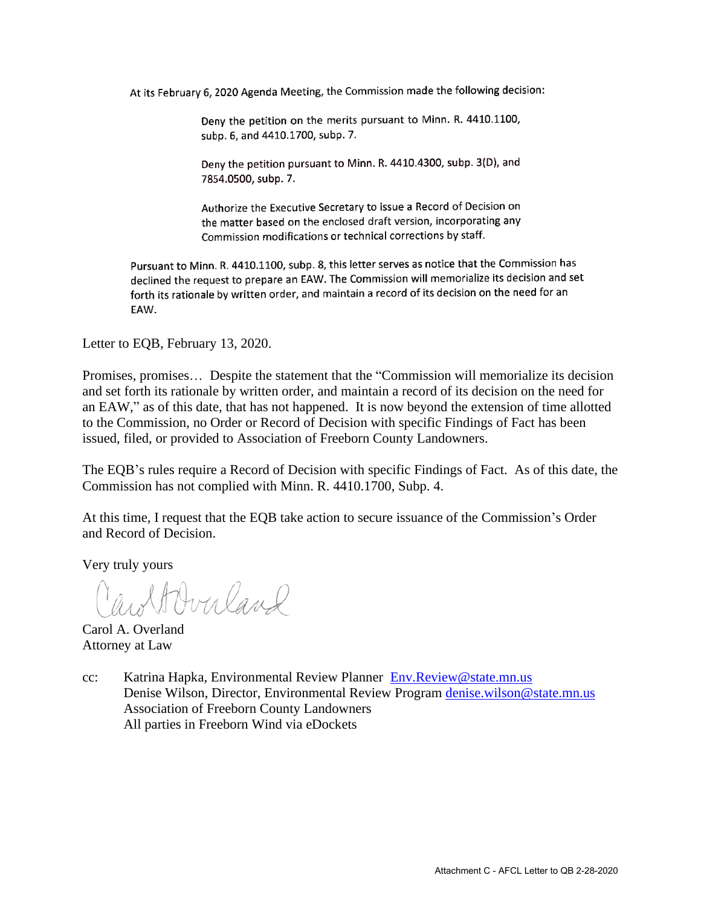At its February 6, 2020 Agenda Meeting, the Commission made the following decision:

> Deny the petition on the merits pursuant to Minn. R. 4410.1100, subp. 6, and 4410.1700, subp. 7.
>
> Deny the petition pursuant to Minn. R. 4410.4300, subp. 3(D), and 7854.0500, subp. 7.
>
> Authorize the Executive Secretary to issue a Record of Decision on the matter based on the enclosed draft version, incorporating any Commission modifications or technical corrections by staff.

Pursuant to Minn. R. 4410.1100, subp. 8, this letter serves as notice that the Commission has declined the request to prepare an EAW. The Commission will memorialize its decision and set forth its rationale by written order, and maintain a record of its decision on the need for an EAW.

Letter to EQB, February 13, 2020.

Promises, promises… Despite the statement that the "Commission will memorialize its decision and set forth its rationale by written order, and maintain a record of its decision on the need for an EAW," as of this date, that has not happened. It is now beyond the extension of time allotted to the Commission, no Order or Record of Decision with specific Findings of Fact has been issued, filed, or provided to Association of Freeborn County Landowners.

The EQB's rules require a Record of Decision with specific Findings of Fact. As of this date, the Commission has not complied with Minn. R. 4410.1700, Subp. 4.

At this time, I request that the EQB take action to secure issuance of the Commission's Order and Record of Decision.

Very truly yours

Carol A. Overland

Carol A. Overland
Attorney at Law

cc: Katrina Hapka, Environmental Review Planner Env.Review@state.mn.us
Denise Wilson, Director, Environmental Review Program denise.wilson@state.mn.us
Association of Freeborn County Landowners
All parties in Freeborn Wind via eDockets

Attachment C - AFCL Letter to QB 2-28-2020